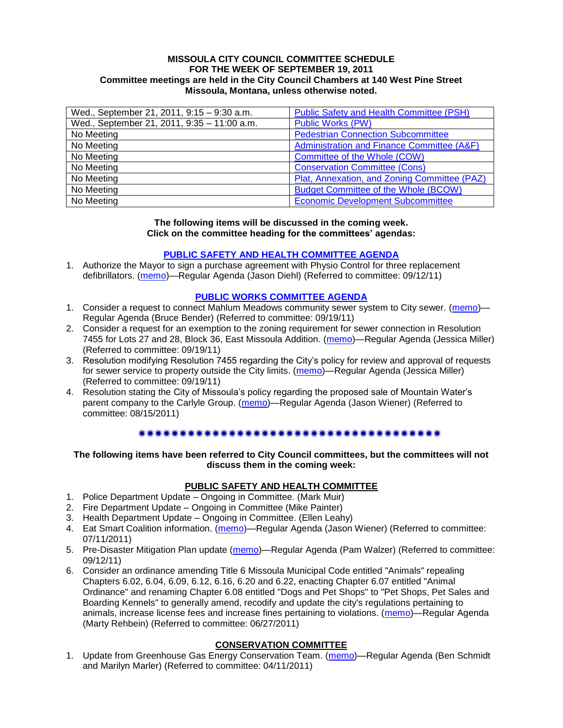**MISSOULA CITY COUNCIL COMMITTEE SCHEDULE**
**FOR THE WEEK OF SEPTEMBER 19, 2011**
**Committee meetings are held in the City Council Chambers at 140 West Pine Street**
**Missoula, Montana, unless otherwise noted.**

| | |
|---|---|
| Wed., September 21, 2011, 9:15 – 9:30 a.m. | Public Safety and Health Committee (PSH) |
| Wed., September 21, 2011, 9:35 – 11:00 a.m. | Public Works (PW) |
| No Meeting | Pedestrian Connection Subcommittee |
| No Meeting | Administration and Finance Committee (A&F) |
| No Meeting | Committee of the Whole (COW) |
| No Meeting | Conservation Committee (Cons) |
| No Meeting | Plat, Annexation, and Zoning Committee (PAZ) |
| No Meeting | Budget Committee of the Whole (BCOW) |
| No Meeting | Economic Development Subcommittee |

**The following items will be discussed in the coming week.**
**Click on the committee heading for the committees' agendas:**

## PUBLIC SAFETY AND HEALTH COMMITTEE AGENDA

1. Authorize the Mayor to sign a purchase agreement with Physio Control for three replacement defibrillators. (memo)—Regular Agenda (Jason Diehl) (Referred to committee: 09/12/11)

## PUBLIC WORKS COMMITTEE AGENDA

1. Consider a request to connect Mahlum Meadows community sewer system to City sewer. (memo)—Regular Agenda (Bruce Bender) (Referred to committee: 09/19/11)
2. Consider a request for an exemption to the zoning requirement for sewer connection in Resolution 7455 for Lots 27 and 28, Block 36, East Missoula Addition. (memo)—Regular Agenda (Jessica Miller) (Referred to committee: 09/19/11)
3. Resolution modifying Resolution 7455 regarding the City's policy for review and approval of requests for sewer service to property outside the City limits. (memo)—Regular Agenda (Jessica Miller) (Referred to committee: 09/19/11)
4. Resolution stating the City of Missoula's policy regarding the proposed sale of Mountain Water's parent company to the Carlyle Group. (memo)—Regular Agenda (Jason Wiener) (Referred to committee: 08/15/2011)

✷✷✷✷✷✷✷✷✷✷✷✷✷✷✷✷✷✷✷✷✷✷✷✷✷✷✷✷✷✷✷✷✷✷✷✷✷✷✷✷

**The following items have been referred to City Council committees, but the committees will not discuss them in the coming week:**

## PUBLIC SAFETY AND HEALTH COMMITTEE

1. Police Department Update – Ongoing in Committee. (Mark Muir)
2. Fire Department Update – Ongoing in Committee (Mike Painter)
3. Health Department Update – Ongoing in Committee. (Ellen Leahy)
4. Eat Smart Coalition information. (memo)—Regular Agenda (Jason Wiener) (Referred to committee: 07/11/2011)
5. Pre-Disaster Mitigation Plan update (memo)—Regular Agenda (Pam Walzer) (Referred to committee: 09/12/11)
6. Consider an ordinance amending Title 6 Missoula Municipal Code entitled "Animals" repealing Chapters 6.02, 6.04, 6.09, 6.12, 6.16, 6.20 and 6.22, enacting Chapter 6.07 entitled "Animal Ordinance" and renaming Chapter 6.08 entitled "Dogs and Pet Shops" to "Pet Shops, Pet Sales and Boarding Kennels" to generally amend, recodify and update the city's regulations pertaining to animals, increase license fees and increase fines pertaining to violations. (memo)—Regular Agenda (Marty Rehbein) (Referred to committee: 06/27/2011)

## CONSERVATION COMMITTEE

1. Update from Greenhouse Gas Energy Conservation Team. (memo)—Regular Agenda (Ben Schmidt and Marilyn Marler) (Referred to committee: 04/11/2011)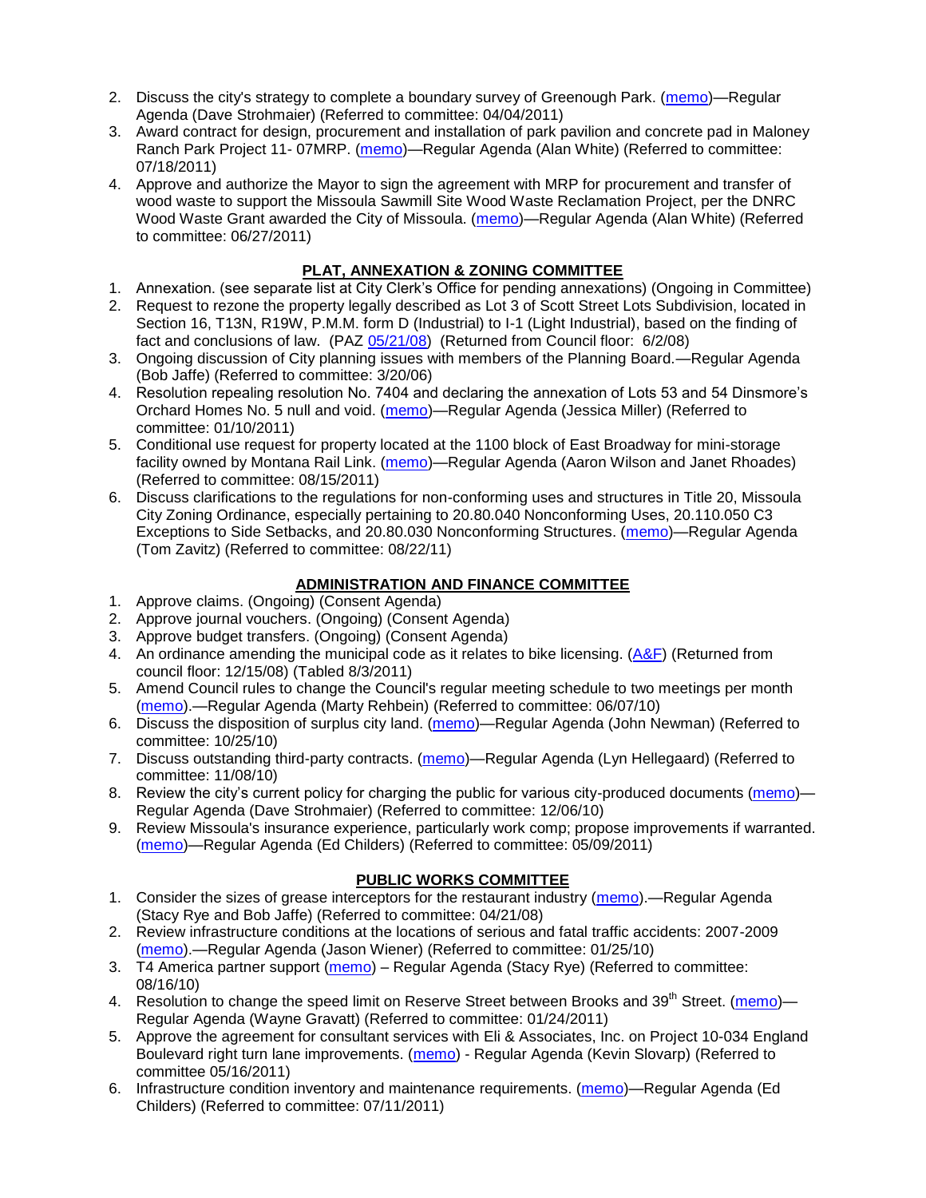2. Discuss the city's strategy to complete a boundary survey of Greenough Park. (memo)—Regular Agenda (Dave Strohmaier) (Referred to committee: 04/04/2011)
3. Award contract for design, procurement and installation of park pavilion and concrete pad in Maloney Ranch Park Project 11- 07MRP. (memo)—Regular Agenda (Alan White) (Referred to committee: 07/18/2011)
4. Approve and authorize the Mayor to sign the agreement with MRP for procurement and transfer of wood waste to support the Missoula Sawmill Site Wood Waste Reclamation Project, per the DNRC Wood Waste Grant awarded the City of Missoula. (memo)—Regular Agenda (Alan White) (Referred to committee: 06/27/2011)

## PLAT, ANNEXATION & ZONING COMMITTEE

1. Annexation. (see separate list at City Clerk's Office for pending annexations) (Ongoing in Committee)
2. Request to rezone the property legally described as Lot 3 of Scott Street Lots Subdivision, located in Section 16, T13N, R19W, P.M.M. form D (Industrial) to I-1 (Light Industrial), based on the finding of fact and conclusions of law. (PAZ 05/21/08) (Returned from Council floor: 6/2/08)
3. Ongoing discussion of City planning issues with members of the Planning Board.—Regular Agenda (Bob Jaffe) (Referred to committee: 3/20/06)
4. Resolution repealing resolution No. 7404 and declaring the annexation of Lots 53 and 54 Dinsmore's Orchard Homes No. 5 null and void. (memo)—Regular Agenda (Jessica Miller) (Referred to committee: 01/10/2011)
5. Conditional use request for property located at the 1100 block of East Broadway for mini-storage facility owned by Montana Rail Link. (memo)—Regular Agenda (Aaron Wilson and Janet Rhoades) (Referred to committee: 08/15/2011)
6. Discuss clarifications to the regulations for non-conforming uses and structures in Title 20, Missoula City Zoning Ordinance, especially pertaining to 20.80.040 Nonconforming Uses, 20.110.050 C3 Exceptions to Side Setbacks, and 20.80.030 Nonconforming Structures. (memo)—Regular Agenda (Tom Zavitz) (Referred to committee: 08/22/11)

## ADMINISTRATION AND FINANCE COMMITTEE

1. Approve claims. (Ongoing) (Consent Agenda)
2. Approve journal vouchers. (Ongoing) (Consent Agenda)
3. Approve budget transfers. (Ongoing) (Consent Agenda)
4. An ordinance amending the municipal code as it relates to bike licensing. (A&F) (Returned from council floor: 12/15/08) (Tabled 8/3/2011)
5. Amend Council rules to change the Council's regular meeting schedule to two meetings per month (memo).—Regular Agenda (Marty Rehbein) (Referred to committee: 06/07/10)
6. Discuss the disposition of surplus city land. (memo)—Regular Agenda (John Newman) (Referred to committee: 10/25/10)
7. Discuss outstanding third-party contracts. (memo)—Regular Agenda (Lyn Hellegaard) (Referred to committee: 11/08/10)
8. Review the city's current policy for charging the public for various city-produced documents (memo)—Regular Agenda (Dave Strohmaier) (Referred to committee: 12/06/10)
9. Review Missoula's insurance experience, particularly work comp; propose improvements if warranted. (memo)—Regular Agenda (Ed Childers) (Referred to committee: 05/09/2011)

## PUBLIC WORKS COMMITTEE

1. Consider the sizes of grease interceptors for the restaurant industry (memo).—Regular Agenda (Stacy Rye and Bob Jaffe) (Referred to committee: 04/21/08)
2. Review infrastructure conditions at the locations of serious and fatal traffic accidents: 2007-2009 (memo).—Regular Agenda (Jason Wiener) (Referred to committee: 01/25/10)
3. T4 America partner support (memo) – Regular Agenda (Stacy Rye) (Referred to committee: 08/16/10)
4. Resolution to change the speed limit on Reserve Street between Brooks and 39th Street. (memo)—Regular Agenda (Wayne Gravatt) (Referred to committee: 01/24/2011)
5. Approve the agreement for consultant services with Eli & Associates, Inc. on Project 10-034 England Boulevard right turn lane improvements. (memo) - Regular Agenda (Kevin Slovarp) (Referred to committee 05/16/2011)
6. Infrastructure condition inventory and maintenance requirements. (memo)—Regular Agenda (Ed Childers) (Referred to committee: 07/11/2011)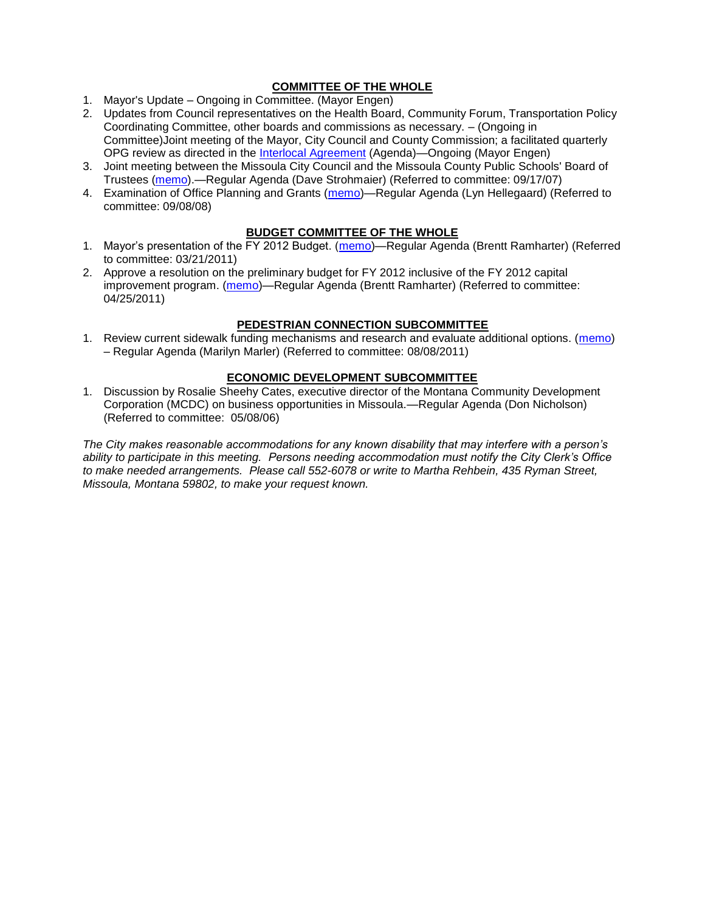## COMMITTEE OF THE WHOLE

1. Mayor's Update – Ongoing in Committee. (Mayor Engen)
2. Updates from Council representatives on the Health Board, Community Forum, Transportation Policy Coordinating Committee, other boards and commissions as necessary. – (Ongoing in Committee)Joint meeting of the Mayor, City Council and County Commission; a facilitated quarterly OPG review as directed in the Interlocal Agreement (Agenda)—Ongoing (Mayor Engen)
3. Joint meeting between the Missoula City Council and the Missoula County Public Schools' Board of Trustees (memo).—Regular Agenda (Dave Strohmaier) (Referred to committee: 09/17/07)
4. Examination of Office Planning and Grants (memo)—Regular Agenda (Lyn Hellegaard) (Referred to committee: 09/08/08)

## BUDGET COMMITTEE OF THE WHOLE

1. Mayor's presentation of the FY 2012 Budget. (memo)—Regular Agenda (Brentt Ramharter) (Referred to committee: 03/21/2011)
2. Approve a resolution on the preliminary budget for FY 2012 inclusive of the FY 2012 capital improvement program. (memo)—Regular Agenda (Brentt Ramharter) (Referred to committee: 04/25/2011)

## PEDESTRIAN CONNECTION SUBCOMMITTEE

1. Review current sidewalk funding mechanisms and research and evaluate additional options. (memo) – Regular Agenda (Marilyn Marler) (Referred to committee: 08/08/2011)

## ECONOMIC DEVELOPMENT SUBCOMMITTEE

1. Discussion by Rosalie Sheehy Cates, executive director of the Montana Community Development Corporation (MCDC) on business opportunities in Missoula.—Regular Agenda (Don Nicholson) (Referred to committee: 05/08/06)

*The City makes reasonable accommodations for any known disability that may interfere with a person's ability to participate in this meeting. Persons needing accommodation must notify the City Clerk's Office to make needed arrangements. Please call 552-6078 or write to Martha Rehbein, 435 Ryman Street, Missoula, Montana 59802, to make your request known.*